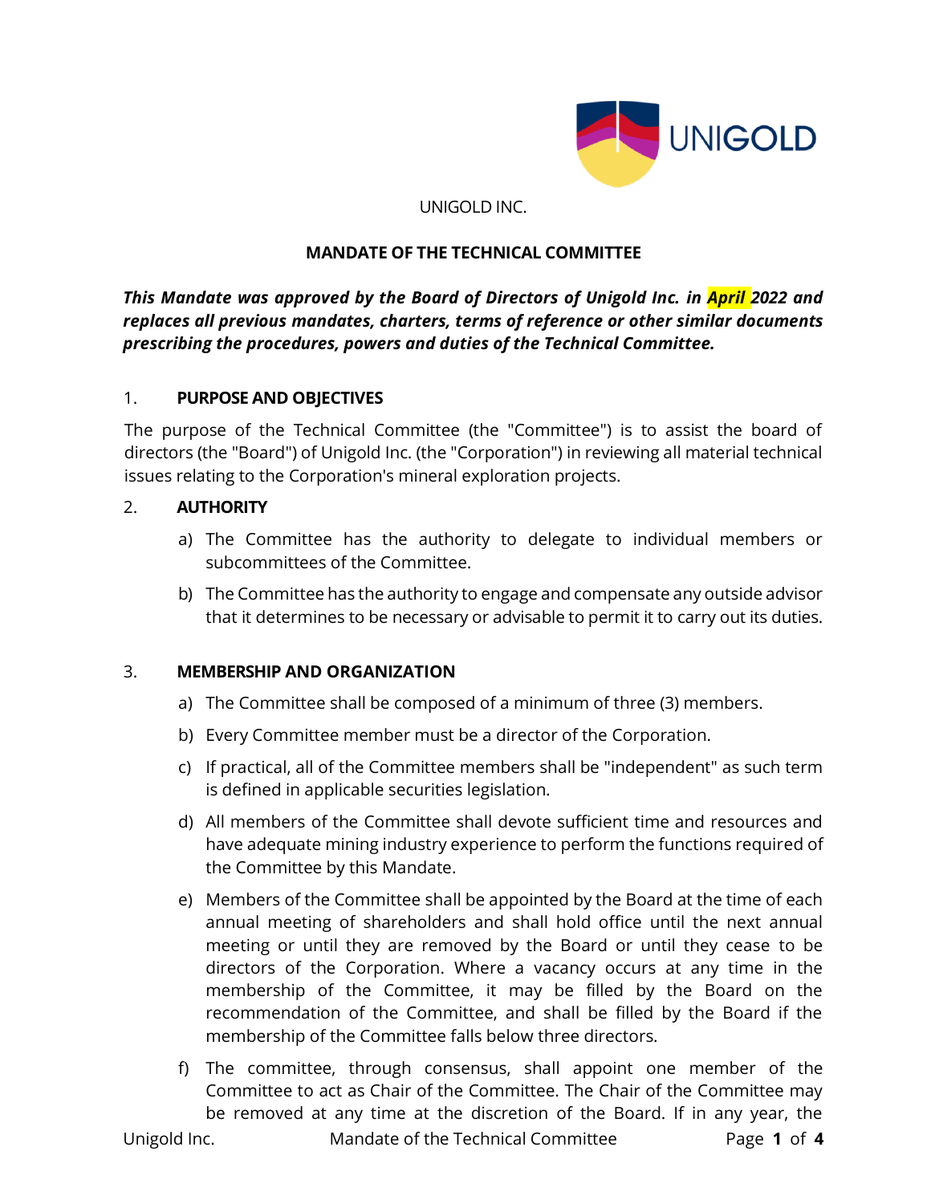UNIGOLD INC.

## MANDATE OF THE TECHNICAL COMMITTEE

***This Mandate was approved by the Board of Directors of Unigold Inc. in April 2022 and replaces all previous mandates, charters, terms of reference or other similar documents prescribing the procedures, powers and duties of the Technical Committee.***

### 1. PURPOSE AND OBJECTIVES

The purpose of the Technical Committee (the "Committee") is to assist the board of directors (the "Board") of Unigold Inc. (the "Corporation") in reviewing all material technical issues relating to the Corporation's mineral exploration projects.

### 2. AUTHORITY

a) The Committee has the authority to delegate to individual members or subcommittees of the Committee.

b) The Committee has the authority to engage and compensate any outside advisor that it determines to be necessary or advisable to permit it to carry out its duties.

### 3. MEMBERSHIP AND ORGANIZATION

a) The Committee shall be composed of a minimum of three (3) members.

b) Every Committee member must be a director of the Corporation.

c) If practical, all of the Committee members shall be "independent" as such term is defined in applicable securities legislation.

d) All members of the Committee shall devote sufficient time and resources and have adequate mining industry experience to perform the functions required of the Committee by this Mandate.

e) Members of the Committee shall be appointed by the Board at the time of each annual meeting of shareholders and shall hold office until the next annual meeting or until they are removed by the Board or until they cease to be directors of the Corporation. Where a vacancy occurs at any time in the membership of the Committee, it may be filled by the Board on the recommendation of the Committee, and shall be filled by the Board if the membership of the Committee falls below three directors.

f) The committee, through consensus, shall appoint one member of the Committee to act as Chair of the Committee. The Chair of the Committee may be removed at any time at the discretion of the Board. If in any year, the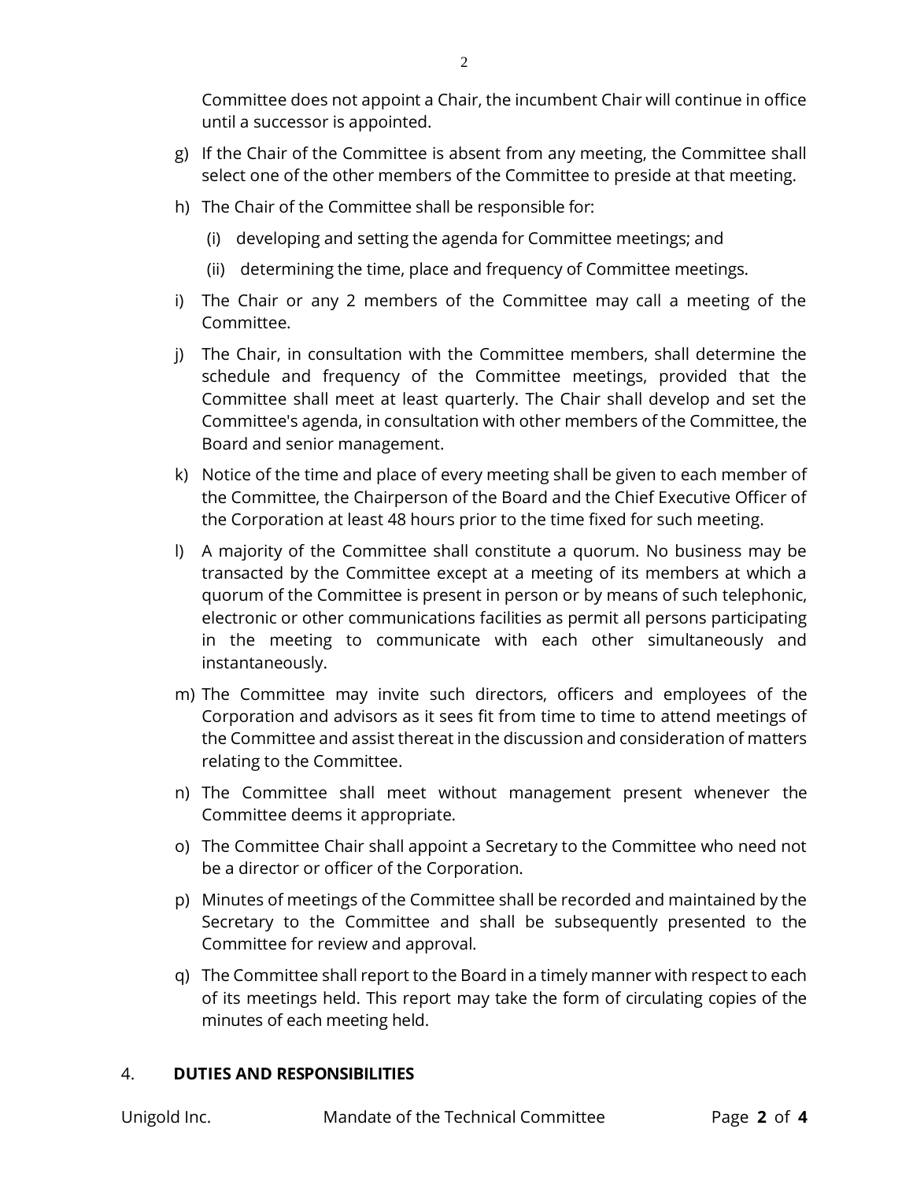Committee does not appoint a Chair, the incumbent Chair will continue in office until a successor is appointed.

g) If the Chair of the Committee is absent from any meeting, the Committee shall select one of the other members of the Committee to preside at that meeting.

h) The Chair of the Committee shall be responsible for:

   (i) developing and setting the agenda for Committee meetings; and

   (ii) determining the time, place and frequency of Committee meetings.

i) The Chair or any 2 members of the Committee may call a meeting of the Committee.

j) The Chair, in consultation with the Committee members, shall determine the schedule and frequency of the Committee meetings, provided that the Committee shall meet at least quarterly. The Chair shall develop and set the Committee's agenda, in consultation with other members of the Committee, the Board and senior management.

k) Notice of the time and place of every meeting shall be given to each member of the Committee, the Chairperson of the Board and the Chief Executive Officer of the Corporation at least 48 hours prior to the time fixed for such meeting.

l) A majority of the Committee shall constitute a quorum. No business may be transacted by the Committee except at a meeting of its members at which a quorum of the Committee is present in person or by means of such telephonic, electronic or other communications facilities as permit all persons participating in the meeting to communicate with each other simultaneously and instantaneously.

m) The Committee may invite such directors, officers and employees of the Corporation and advisors as it sees fit from time to time to attend meetings of the Committee and assist thereat in the discussion and consideration of matters relating to the Committee.

n) The Committee shall meet without management present whenever the Committee deems it appropriate.

o) The Committee Chair shall appoint a Secretary to the Committee who need not be a director or officer of the Corporation.

p) Minutes of meetings of the Committee shall be recorded and maintained by the Secretary to the Committee and shall be subsequently presented to the Committee for review and approval.

q) The Committee shall report to the Board in a timely manner with respect to each of its meetings held. This report may take the form of circulating copies of the minutes of each meeting held.

## 4. DUTIES AND RESPONSIBILITIES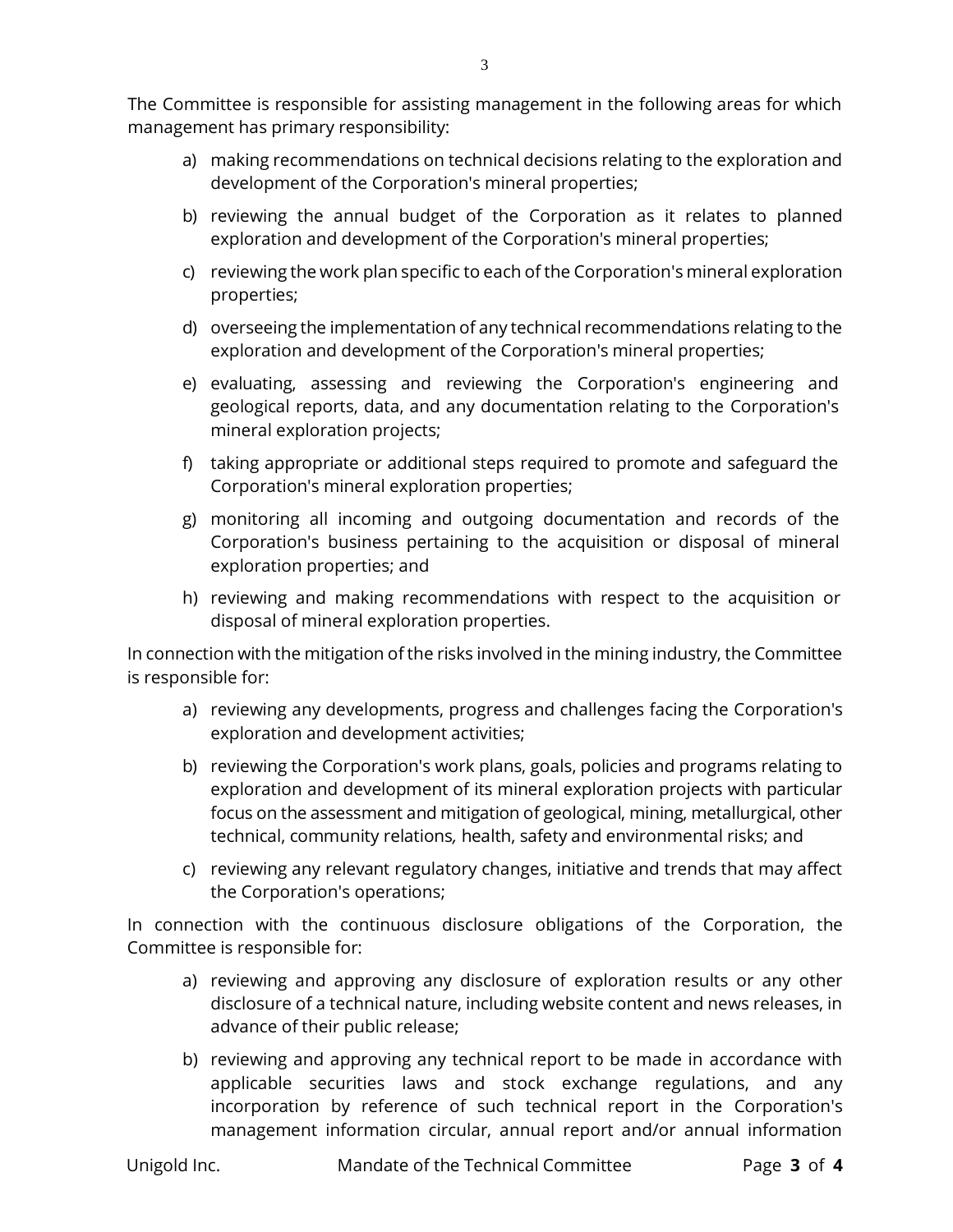The Committee is responsible for assisting management in the following areas for which management has primary responsibility:

a) making recommendations on technical decisions relating to the exploration and development of the Corporation's mineral properties;

b) reviewing the annual budget of the Corporation as it relates to planned exploration and development of the Corporation's mineral properties;

c) reviewing the work plan specific to each of the Corporation's mineral exploration properties;

d) overseeing the implementation of any technical recommendations relating to the exploration and development of the Corporation's mineral properties;

e) evaluating, assessing and reviewing the Corporation's engineering and geological reports, data, and any documentation relating to the Corporation's mineral exploration projects;

f) taking appropriate or additional steps required to promote and safeguard the Corporation's mineral exploration properties;

g) monitoring all incoming and outgoing documentation and records of the Corporation's business pertaining to the acquisition or disposal of mineral exploration properties; and

h) reviewing and making recommendations with respect to the acquisition or disposal of mineral exploration properties.

In connection with the mitigation of the risks involved in the mining industry, the Committee is responsible for:

a) reviewing any developments, progress and challenges facing the Corporation's exploration and development activities;

b) reviewing the Corporation's work plans, goals, policies and programs relating to exploration and development of its mineral exploration projects with particular focus on the assessment and mitigation of geological, mining, metallurgical, other technical, community relations, health, safety and environmental risks; and

c) reviewing any relevant regulatory changes, initiative and trends that may affect the Corporation's operations;

In connection with the continuous disclosure obligations of the Corporation, the Committee is responsible for:

a) reviewing and approving any disclosure of exploration results or any other disclosure of a technical nature, including website content and news releases, in advance of their public release;

b) reviewing and approving any technical report to be made in accordance with applicable securities laws and stock exchange regulations, and any incorporation by reference of such technical report in the Corporation's management information circular, annual report and/or annual information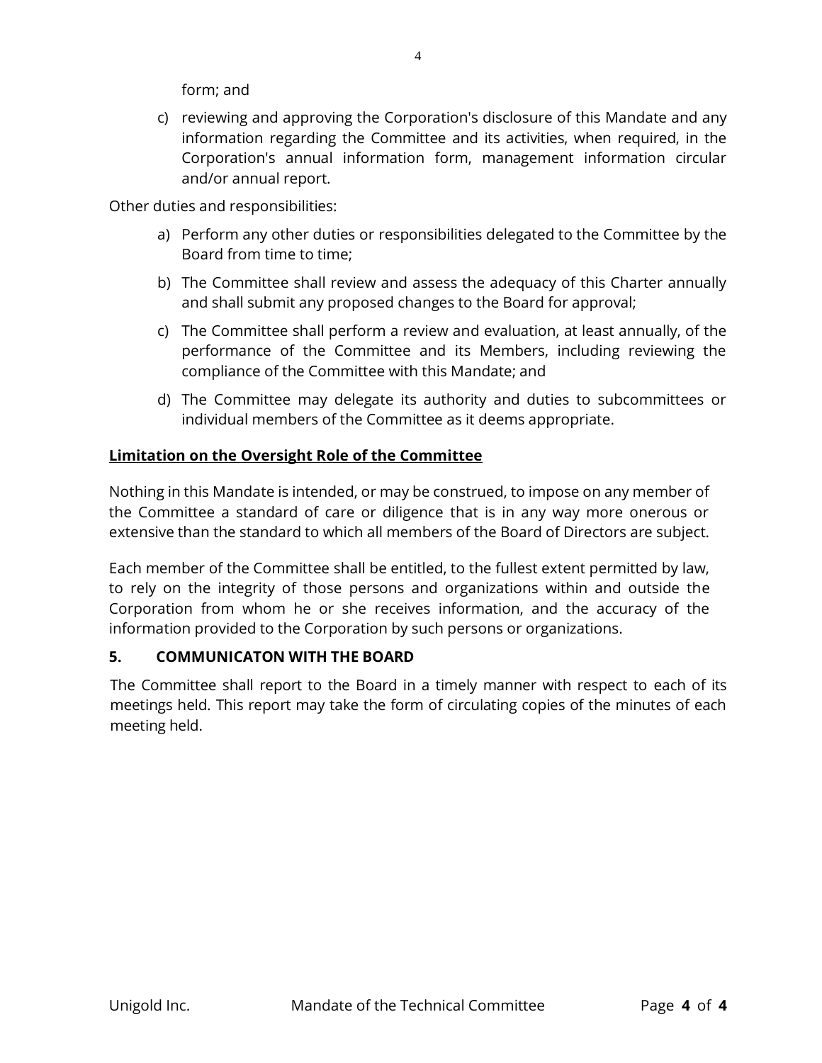form; and

c) reviewing and approving the Corporation's disclosure of this Mandate and any information regarding the Committee and its activities, when required, in the Corporation's annual information form, management information circular and/or annual report.

Other duties and responsibilities:

a) Perform any other duties or responsibilities delegated to the Committee by the Board from time to time;

b) The Committee shall review and assess the adequacy of this Charter annually and shall submit any proposed changes to the Board for approval;

c) The Committee shall perform a review and evaluation, at least annually, of the performance of the Committee and its Members, including reviewing the compliance of the Committee with this Mandate; and

d) The Committee may delegate its authority and duties to subcommittees or individual members of the Committee as it deems appropriate.

**<u>Limitation on the Oversight Role of the Committee</u>**

Nothing in this Mandate is intended, or may be construed, to impose on any member of the Committee a standard of care or diligence that is in any way more onerous or extensive than the standard to which all members of the Board of Directors are subject.

Each member of the Committee shall be entitled, to the fullest extent permitted by law, to rely on the integrity of those persons and organizations within and outside the Corporation from whom he or she receives information, and the accuracy of the information provided to the Corporation by such persons or organizations.

## 5. COMMUNICATON WITH THE BOARD

The Committee shall report to the Board in a timely manner with respect to each of its meetings held. This report may take the form of circulating copies of the minutes of each meeting held.